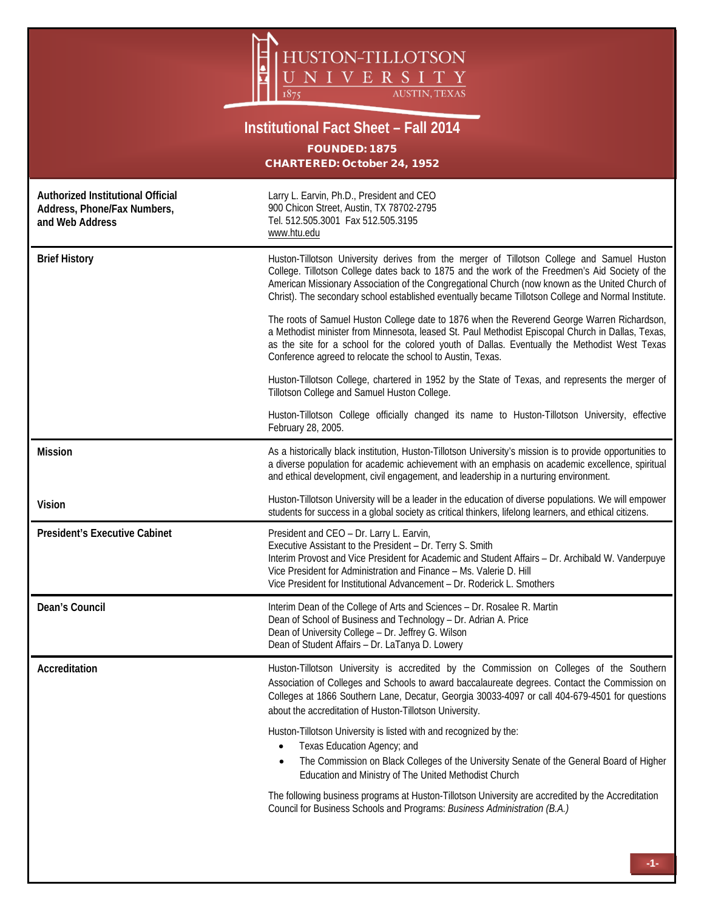# HUSTON-TILLOTSON UNIVERSITY

1875 AUSTIN, TEXAS

## Institutional Fact Sheet – Fall 2014

**FOUNDED: 1875**

**CHARTERED: October 24, 1952**

| | |
|---|---|
| **Authorized Institutional Official Address, Phone/Fax Numbers, and Web Address** | Larry L. Earvin, Ph.D., President and CEO<br>900 Chicon Street, Austin, TX 78702-2795<br>Tel. 512.505.3001 Fax 512.505.3195<br>www.htu.edu |
| **Brief History** | Huston-Tillotson University derives from the merger of Tillotson College and Samuel Huston College. Tillotson College dates back to 1875 and the work of the Freedmen's Aid Society of the American Missionary Association of the Congregational Church (now known as the United Church of Christ). The secondary school established eventually became Tillotson College and Normal Institute.<br><br>The roots of Samuel Huston College date to 1876 when the Reverend George Warren Richardson, a Methodist minister from Minnesota, leased St. Paul Methodist Episcopal Church in Dallas, Texas, as the site for a school for the colored youth of Dallas. Eventually the Methodist West Texas Conference agreed to relocate the school to Austin, Texas.<br><br>Huston-Tillotson College, chartered in 1952 by the State of Texas, and represents the merger of Tillotson College and Samuel Huston College.<br><br>Huston-Tillotson College officially changed its name to Huston-Tillotson University, effective February 28, 2005. |
| **Mission** | As a historically black institution, Huston-Tillotson University's mission is to provide opportunities to a diverse population for academic achievement with an emphasis on academic excellence, spiritual and ethical development, civil engagement, and leadership in a nurturing environment. |
| **Vision** | Huston-Tillotson University will be a leader in the education of diverse populations. We will empower students for success in a global society as critical thinkers, lifelong learners, and ethical citizens. |
| **President's Executive Cabinet** | President and CEO – Dr. Larry L. Earvin,<br>Executive Assistant to the President – Dr. Terry S. Smith<br>Interim Provost and Vice President for Academic and Student Affairs – Dr. Archibald W. Vanderpuye<br>Vice President for Administration and Finance – Ms. Valerie D. Hill<br>Vice President for Institutional Advancement – Dr. Roderick L. Smothers |
| **Dean's Council** | Interim Dean of the College of Arts and Sciences – Dr. Rosalee R. Martin<br>Dean of School of Business and Technology – Dr. Adrian A. Price<br>Dean of University College – Dr. Jeffrey G. Wilson<br>Dean of Student Affairs – Dr. LaTanya D. Lowery |
| **Accreditation** | Huston-Tillotson University is accredited by the Commission on Colleges of the Southern Association of Colleges and Schools to award baccalaureate degrees. Contact the Commission on Colleges at 1866 Southern Lane, Decatur, Georgia 30033-4097 or call 404-679-4501 for questions about the accreditation of Huston-Tillotson University.<br><br>Huston-Tillotson University is listed with and recognized by the:<br>• Texas Education Agency; and<br>• The Commission on Black Colleges of the University Senate of the General Board of Higher Education and Ministry of The United Methodist Church<br><br>The following business programs at Huston-Tillotson University are accredited by the Accreditation Council for Business Schools and Programs: *Business Administration (B.A.)* |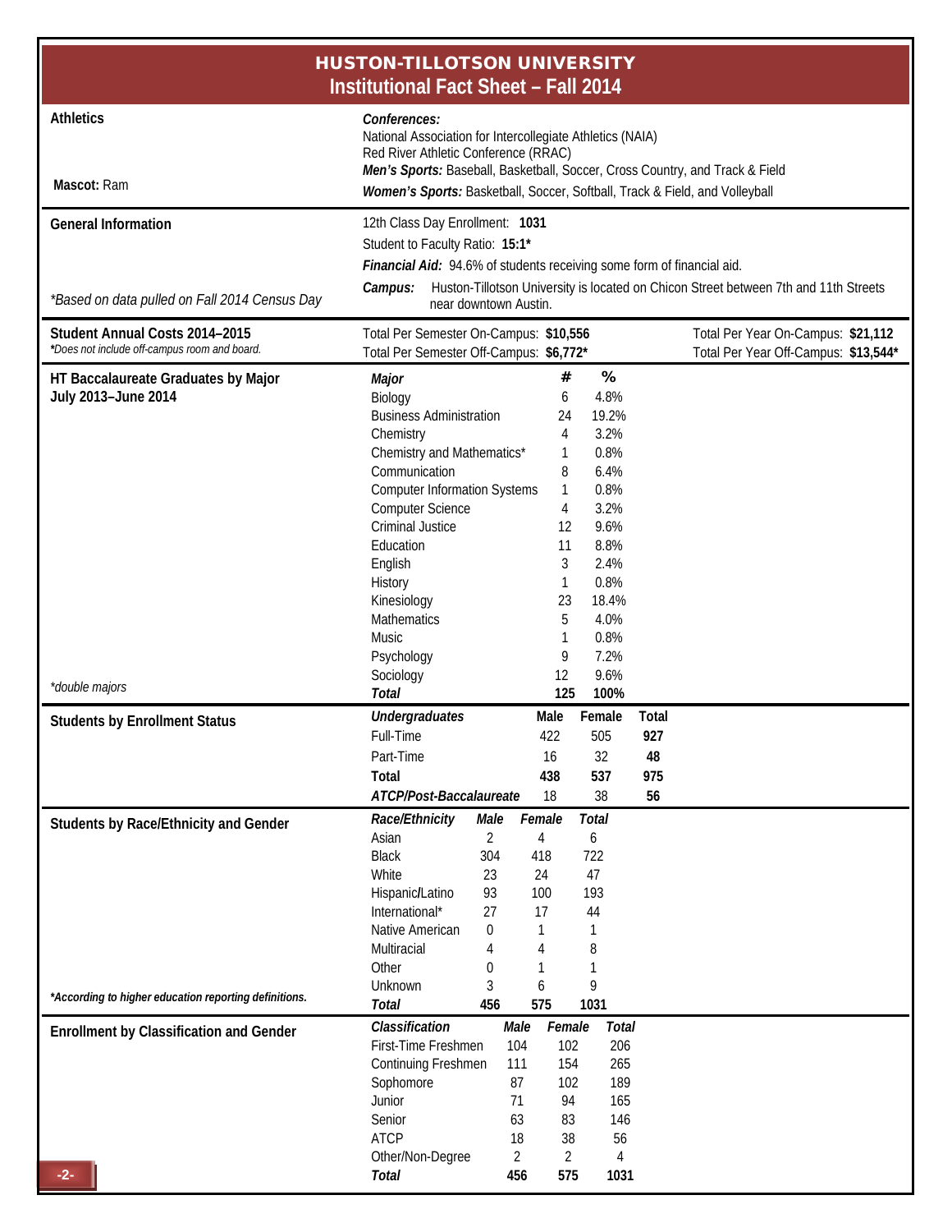# HUSTON-TILLOTSON UNIVERSITY
## Institutional Fact Sheet – Fall 2014

### Athletics

**Mascot:** Ram

***Conferences:***
National Association for Intercollegiate Athletics (NAIA)
Red River Athletic Conference (RRAC)

***Men's Sports:*** Baseball, Basketball, Soccer, Cross Country, and Track & Field

***Women's Sports:*** Basketball, Soccer, Softball, Track & Field, and Volleyball

### General Information

*Based on data pulled on Fall 2014 Census Day

12th Class Day Enrollment: **1031**

Student to Faculty Ratio: **15:1***

***Financial Aid:*** 94.6% of students receiving some form of financial aid.

***Campus:*** Huston-Tillotson University is located on Chicon Street between 7th and 11th Streets near downtown Austin.

### Student Annual Costs 2014–2015

*Does not include off-campus room and board.

Total Per Semester On-Campus: **$10,556**
Total Per Semester Off-Campus: **$6,772***

Total Per Year On-Campus: **$21,112**
Total Per Year Off-Campus: **$13,544***

### HT Baccalaureate Graduates by Major July 2013–June 2014

| *Major* | # | % |
|---|---|---|
| Biology | 6 | 4.8% |
| Business Administration | 24 | 19.2% |
| Chemistry | 4 | 3.2% |
| Chemistry and Mathematics* | 1 | 0.8% |
| Communication | 8 | 6.4% |
| Computer Information Systems | 1 | 0.8% |
| Computer Science | 4 | 3.2% |
| Criminal Justice | 12 | 9.6% |
| Education | 11 | 8.8% |
| English | 3 | 2.4% |
| History | 1 | 0.8% |
| Kinesiology | 23 | 18.4% |
| Mathematics | 5 | 4.0% |
| Music | 1 | 0.8% |
| Psychology | 9 | 7.2% |
| Sociology | 12 | 9.6% |
| ***Total*** | **125** | **100%** |

*double majors

### Students by Enrollment Status

| ***Undergraduates*** | Male | Female | Total |
|---|---|---|---|
| Full-Time | 422 | 505 | **927** |
| Part-Time | 16 | 32 | **48** |
| **Total** | **438** | **537** | **975** |
| ***ATCP/Post-Baccalaureate*** | 18 | 38 | **56** |

### Students by Race/Ethnicity and Gender

| ***Race/Ethnicity*** | ***Male*** | ***Female*** | ***Total*** |
|---|---|---|---|
| Asian | 2 | 4 | 6 |
| Black | 304 | 418 | 722 |
| White | 23 | 24 | 47 |
| Hispanic/Latino | 93 | 100 | 193 |
| International* | 27 | 17 | 44 |
| Native American | 0 | 1 | 1 |
| Multiracial | 4 | 4 | 8 |
| Other | 0 | 1 | 1 |
| Unknown | 3 | 6 | 9 |
| ***Total*** | **456** | **575** | **1031** |

***According to higher education reporting definitions.***

### Enrollment by Classification and Gender

| ***Classification*** | ***Male*** | ***Female*** | ***Total*** |
|---|---|---|---|
| First-Time Freshmen | 104 | 102 | 206 |
| Continuing Freshmen | 111 | 154 | 265 |
| Sophomore | 87 | 102 | 189 |
| Junior | 71 | 94 | 165 |
| Senior | 63 | 83 | 146 |
| ATCP | 18 | 38 | 56 |
| Other/Non-Degree | 2 | 2 | 4 |
| ***Total*** | **456** | **575** | **1031** |